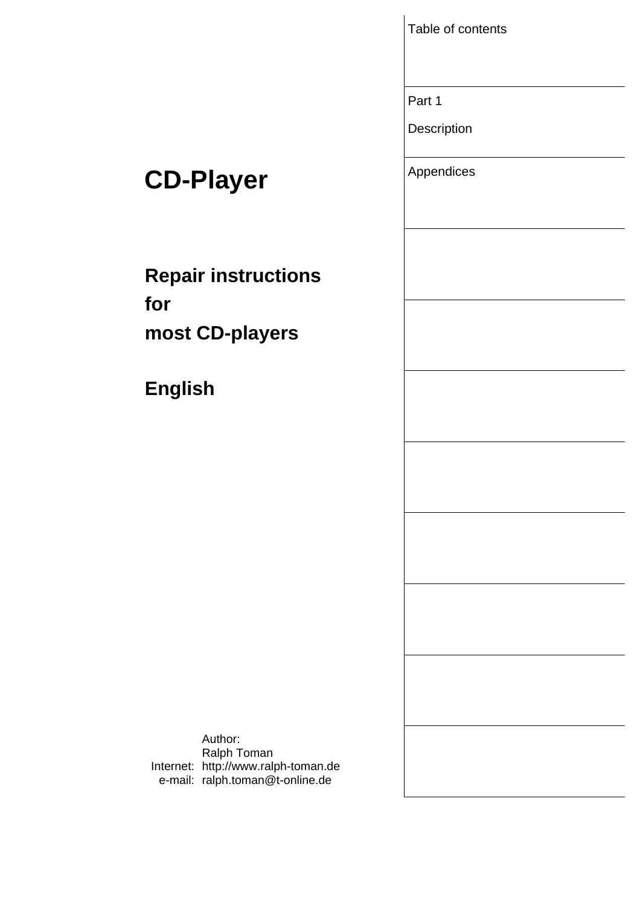# CD-Player

## Repair instructions
## for
## most CD-players

## English

Author:
Ralph Toman
Internet: http://www.ralph-toman.de
e-mail: ralph.toman@t-online.de

| |
|---|
| Table of contents |
| Part 1<br>Description |
| Appendices |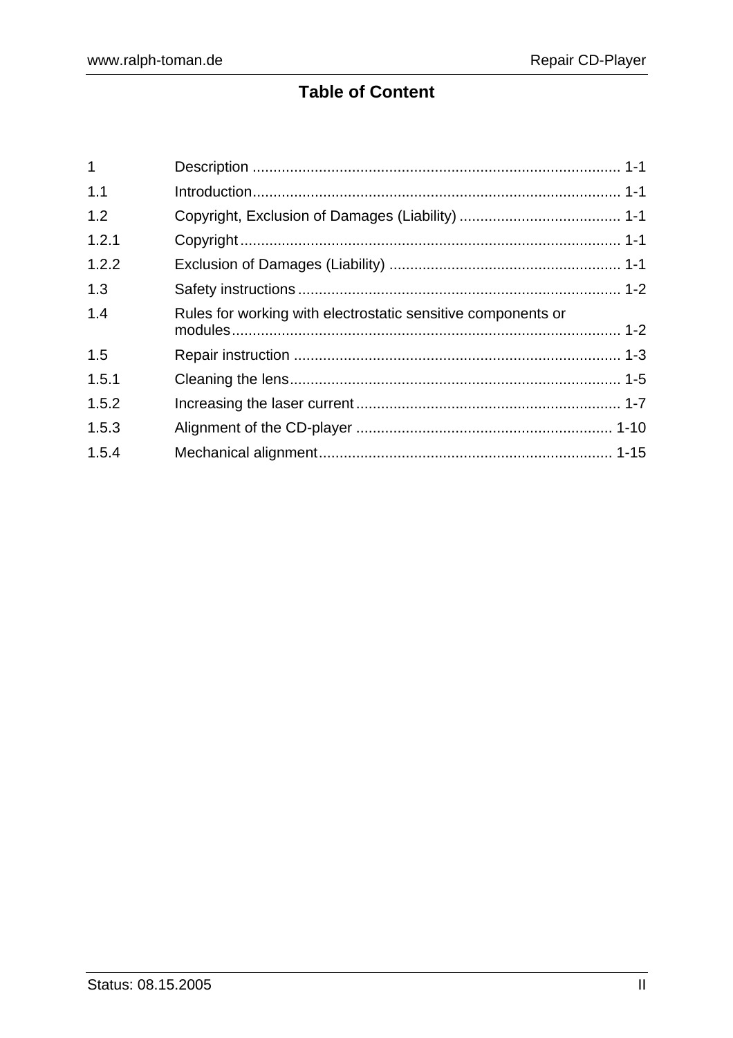## Table of Content

| | | |
|---|---|---|
| 1 | Description | 1-1 |
| 1.1 | Introduction | 1-1 |
| 1.2 | Copyright, Exclusion of Damages (Liability) | 1-1 |
| 1.2.1 | Copyright | 1-1 |
| 1.2.2 | Exclusion of Damages (Liability) | 1-1 |
| 1.3 | Safety instructions | 1-2 |
| 1.4 | Rules for working with electrostatic sensitive components or modules | 1-2 |
| 1.5 | Repair instruction | 1-3 |
| 1.5.1 | Cleaning the lens | 1-5 |
| 1.5.2 | Increasing the laser current | 1-7 |
| 1.5.3 | Alignment of the CD-player | 1-10 |
| 1.5.4 | Mechanical alignment | 1-15 |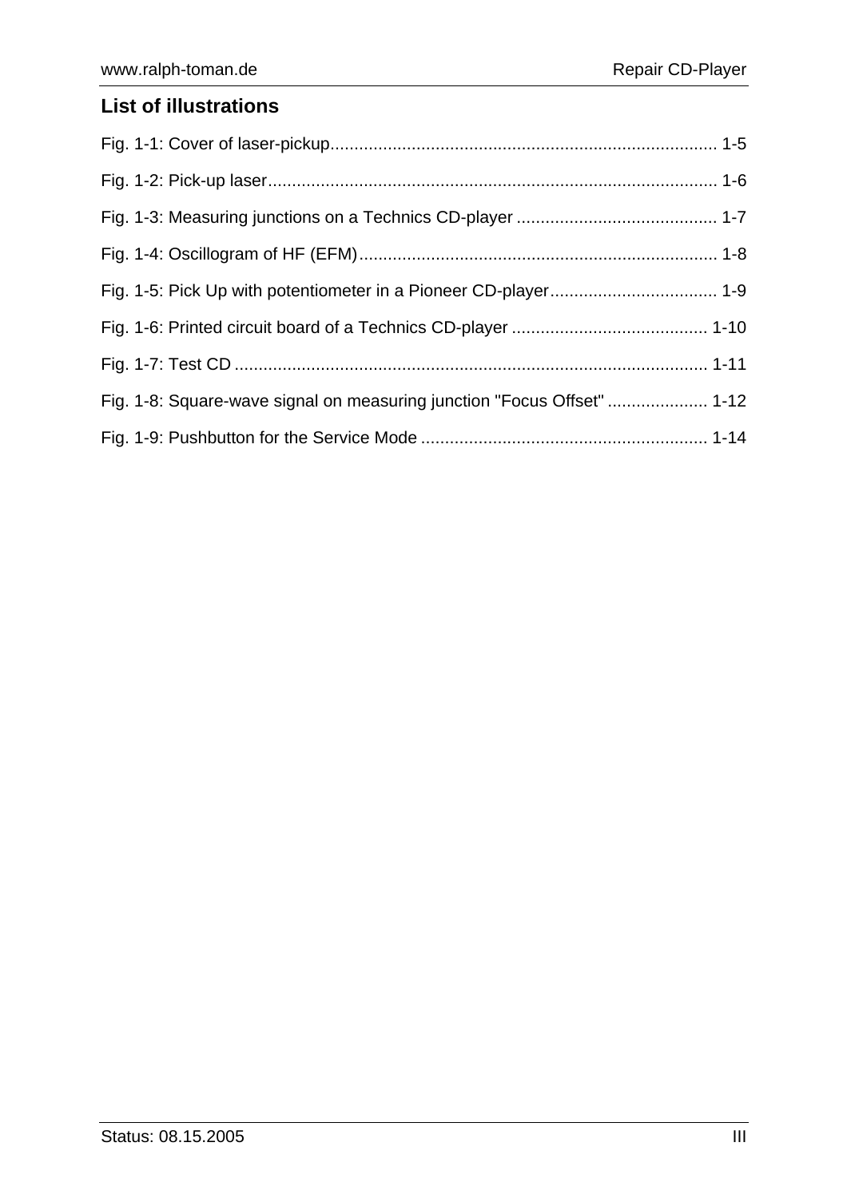## List of illustrations

Fig. 1-1: Cover of laser-pickup................................................................................ 1-5

Fig. 1-2: Pick-up laser............................................................................................ 1-6

Fig. 1-3: Measuring junctions on a Technics CD-player ......................................... 1-7

Fig. 1-4: Oscillogram of HF (EFM).......................................................................... 1-8

Fig. 1-5: Pick Up with potentiometer in a Pioneer CD-player.................................. 1-9

Fig. 1-6: Printed circuit board of a Technics CD-player ........................................ 1-10

Fig. 1-7: Test CD ................................................................................................. 1-11

Fig. 1-8: Square-wave signal on measuring junction "Focus Offset" .................... 1-12

Fig. 1-9: Pushbutton for the Service Mode ........................................................... 1-14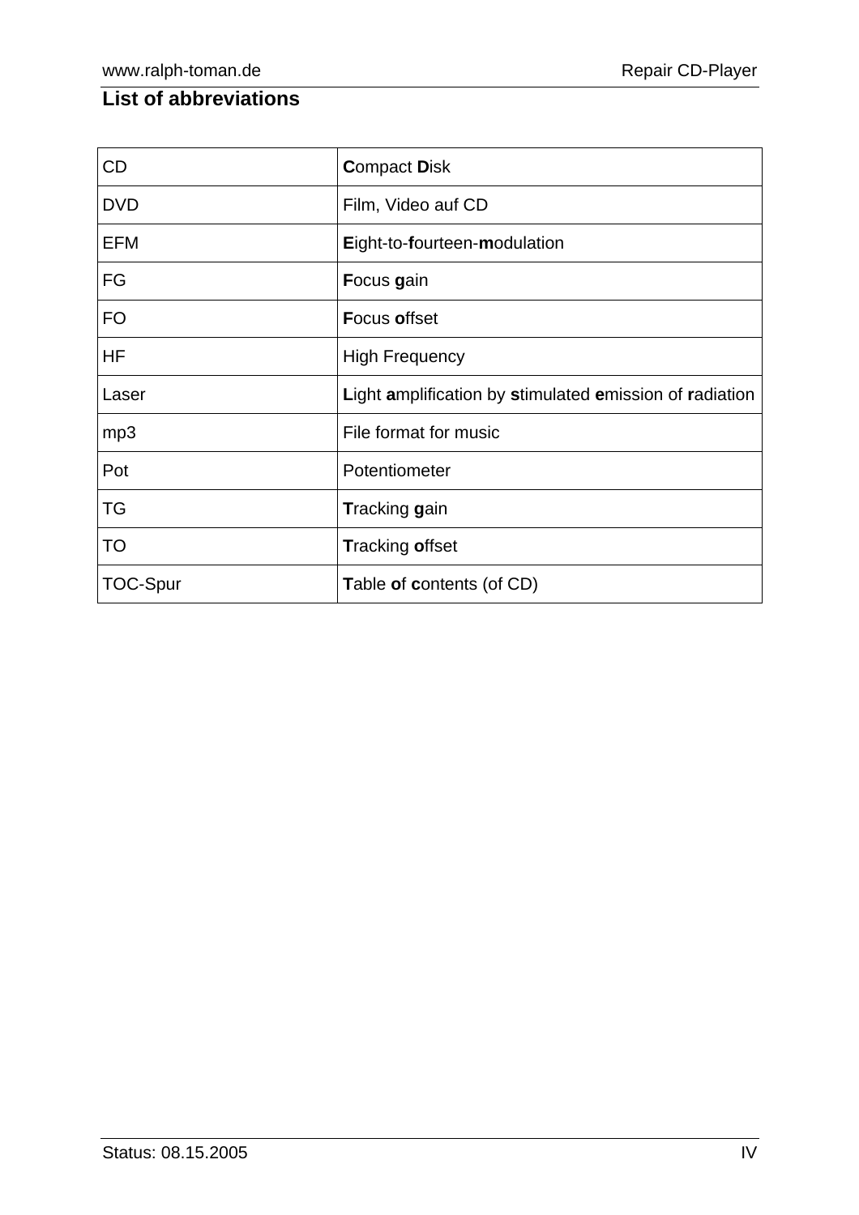## List of abbreviations

| | |
|---|---|
| CD | **C**ompact **D**isk |
| DVD | Film, Video auf CD |
| EFM | **E**ight-to-**f**ourteen-**m**odulation |
| FG | **F**ocus **g**ain |
| FO | **F**ocus **o**ffset |
| HF | High Frequency |
| Laser | **L**ight **a**mplification by **s**timulated **e**mission of **r**adiation |
| mp3 | File format for music |
| Pot | Potentiometer |
| TG | **T**racking **g**ain |
| TO | **T**racking **o**ffset |
| TOC-Spur | **T**able **o**f **c**ontents (of CD) |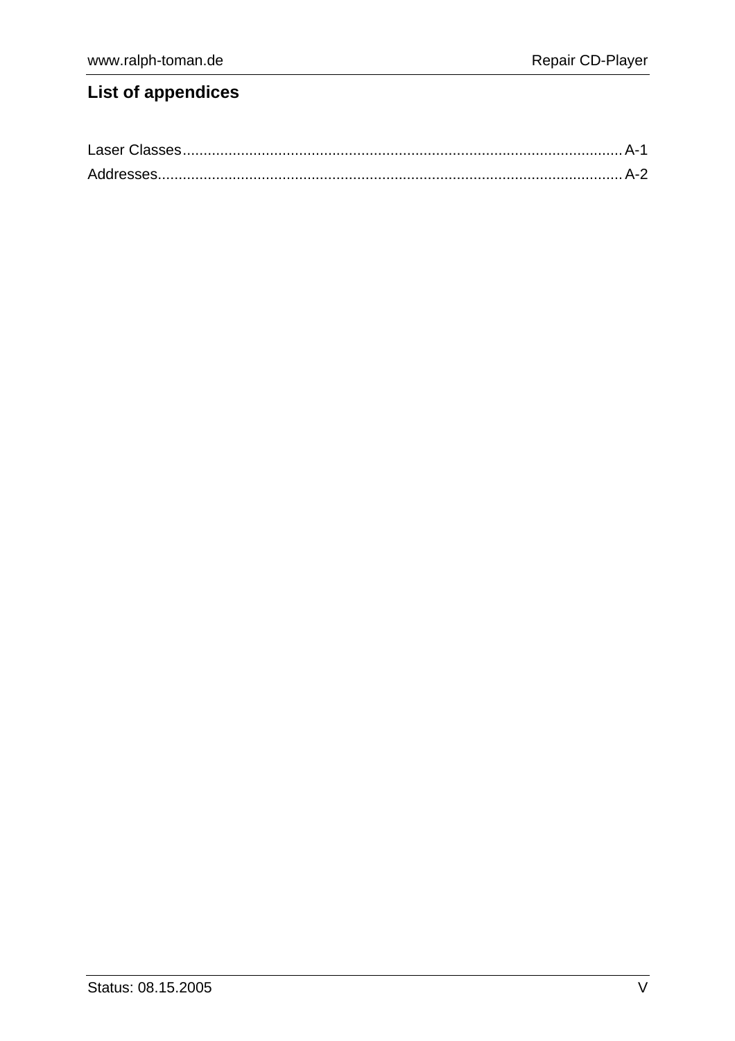## List of appendices

Laser Classes........................................................................................................ A-1
Addresses.............................................................................................................. A-2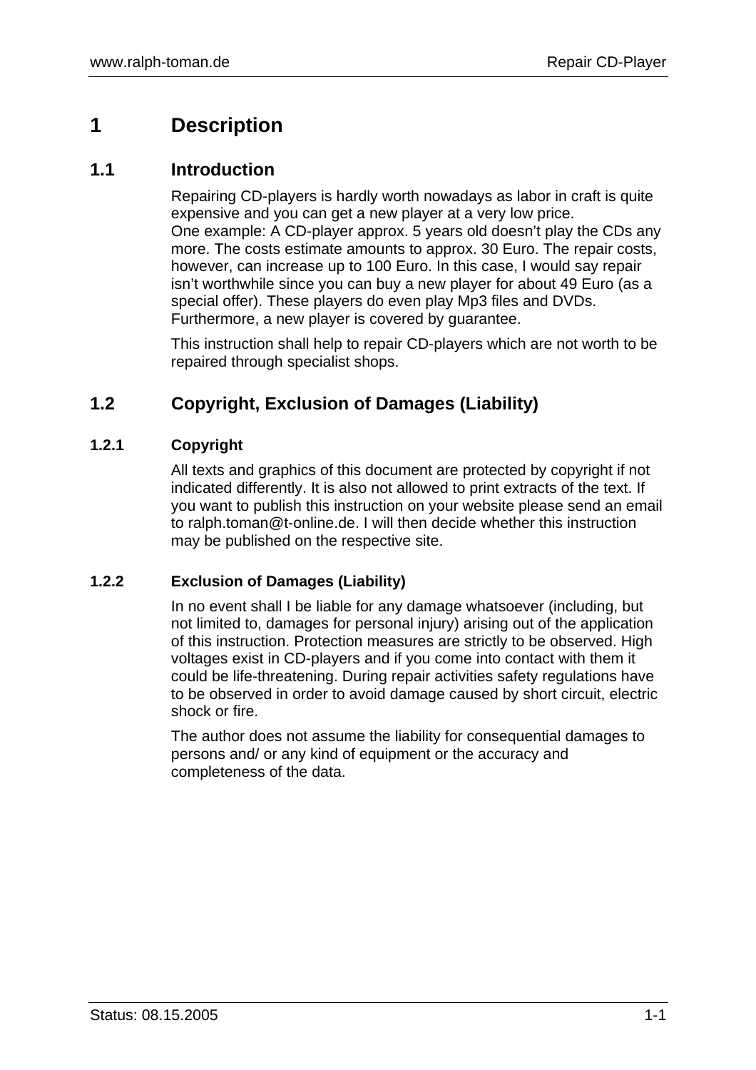# 1 Description

## 1.1 Introduction

Repairing CD-players is hardly worth nowadays as labor in craft is quite expensive and you can get a new player at a very low price.
One example: A CD-player approx. 5 years old doesn't play the CDs any more. The costs estimate amounts to approx. 30 Euro. The repair costs, however, can increase up to 100 Euro. In this case, I would say repair isn't worthwhile since you can buy a new player for about 49 Euro (as a special offer). These players do even play Mp3 files and DVDs. Furthermore, a new player is covered by guarantee.

This instruction shall help to repair CD-players which are not worth to be repaired through specialist shops.

## 1.2 Copyright, Exclusion of Damages (Liability)

### 1.2.1 Copyright

All texts and graphics of this document are protected by copyright if not indicated differently. It is also not allowed to print extracts of the text. If you want to publish this instruction on your website please send an email to ralph.toman@t-online.de. I will then decide whether this instruction may be published on the respective site.

### 1.2.2 Exclusion of Damages (Liability)

In no event shall I be liable for any damage whatsoever (including, but not limited to, damages for personal injury) arising out of the application of this instruction. Protection measures are strictly to be observed. High voltages exist in CD-players and if you come into contact with them it could be life-threatening. During repair activities safety regulations have to be observed in order to avoid damage caused by short circuit, electric shock or fire.

The author does not assume the liability for consequential damages to persons and/ or any kind of equipment or the accuracy and completeness of the data.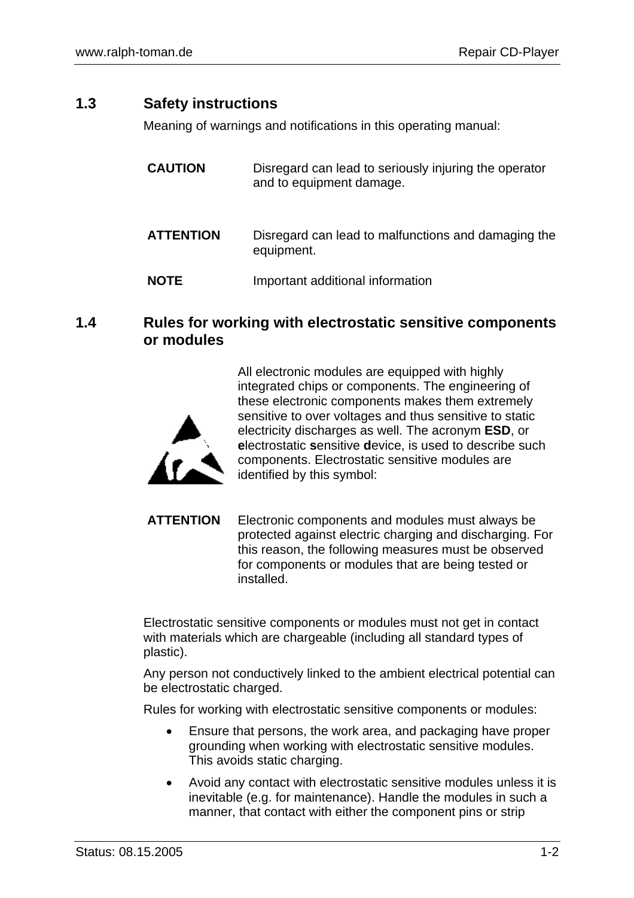## 1.3 Safety instructions

Meaning of warnings and notifications in this operating manual:

| | |
|---|---|
| **CAUTION** | Disregard can lead to seriously injuring the operator and to equipment damage. |
| **ATTENTION** | Disregard can lead to malfunctions and damaging the equipment. |
| **NOTE** | Important additional information |

## 1.4 Rules for working with electrostatic sensitive components or modules

All electronic modules are equipped with highly integrated chips or components. The engineering of these electronic components makes them extremely sensitive to over voltages and thus sensitive to static electricity discharges as well. The acronym **ESD**, or **e**lectrostatic **s**ensitive **d**evice, is used to describe such components. Electrostatic sensitive modules are identified by this symbol:

**ATTENTION** Electronic components and modules must always be protected against electric charging and discharging. For this reason, the following measures must be observed for components or modules that are being tested or installed.

Electrostatic sensitive components or modules must not get in contact with materials which are chargeable (including all standard types of plastic).

Any person not conductively linked to the ambient electrical potential can be electrostatic charged.

Rules for working with electrostatic sensitive components or modules:

- Ensure that persons, the work area, and packaging have proper grounding when working with electrostatic sensitive modules. This avoids static charging.
- Avoid any contact with electrostatic sensitive modules unless it is inevitable (e.g. for maintenance). Handle the modules in such a manner, that contact with either the component pins or strip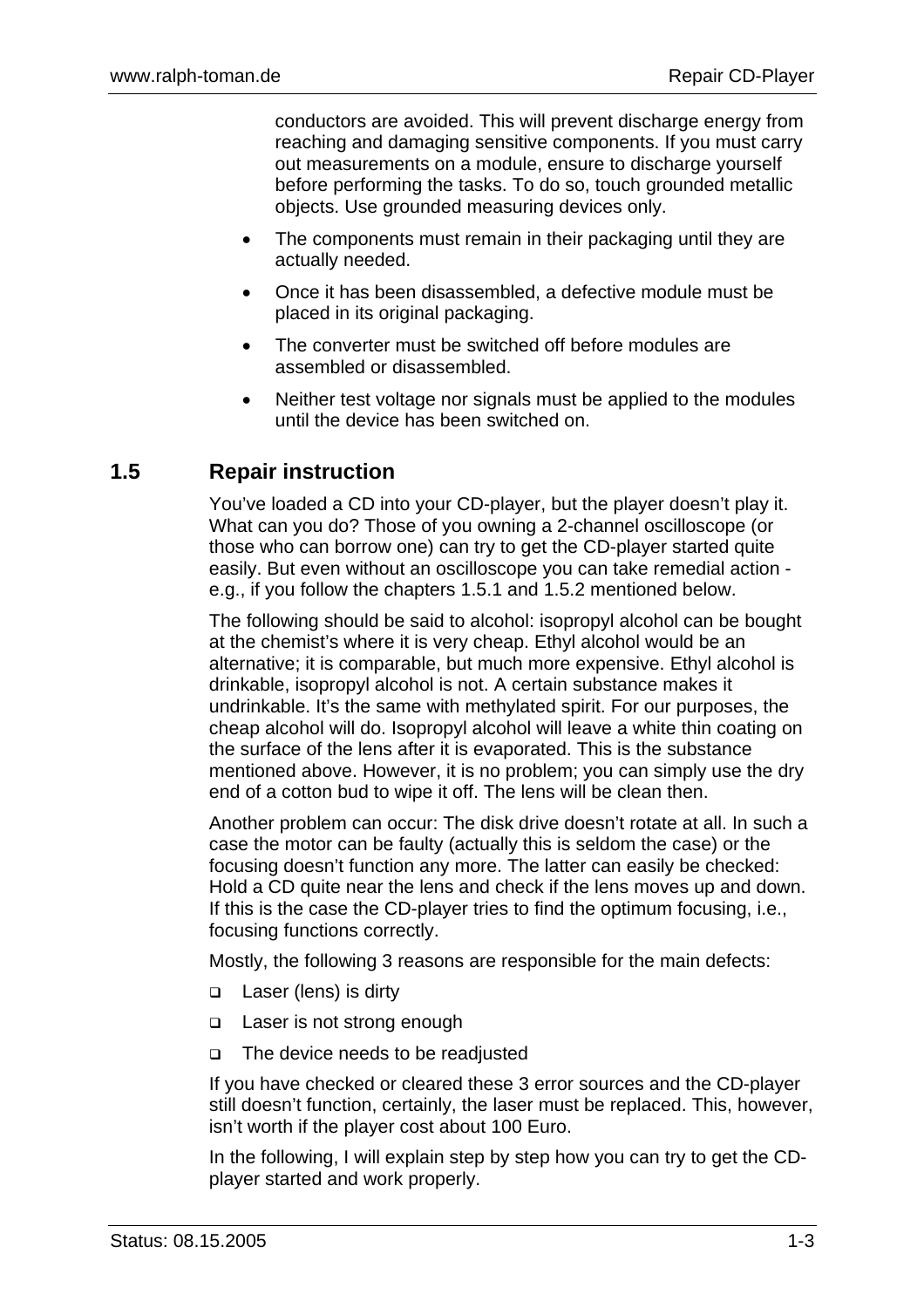conductors are avoided. This will prevent discharge energy from reaching and damaging sensitive components. If you must carry out measurements on a module, ensure to discharge yourself before performing the tasks. To do so, touch grounded metallic objects. Use grounded measuring devices only.

- The components must remain in their packaging until they are actually needed.
- Once it has been disassembled, a defective module must be placed in its original packaging.
- The converter must be switched off before modules are assembled or disassembled.
- Neither test voltage nor signals must be applied to the modules until the device has been switched on.

## 1.5 Repair instruction

You've loaded a CD into your CD-player, but the player doesn't play it. What can you do? Those of you owning a 2-channel oscilloscope (or those who can borrow one) can try to get the CD-player started quite easily. But even without an oscilloscope you can take remedial action - e.g., if you follow the chapters 1.5.1 and 1.5.2 mentioned below.

The following should be said to alcohol: isopropyl alcohol can be bought at the chemist's where it is very cheap. Ethyl alcohol would be an alternative; it is comparable, but much more expensive. Ethyl alcohol is drinkable, isopropyl alcohol is not. A certain substance makes it undrinkable. It's the same with methylated spirit. For our purposes, the cheap alcohol will do. Isopropyl alcohol will leave a white thin coating on the surface of the lens after it is evaporated. This is the substance mentioned above. However, it is no problem; you can simply use the dry end of a cotton bud to wipe it off. The lens will be clean then.

Another problem can occur: The disk drive doesn't rotate at all. In such a case the motor can be faulty (actually this is seldom the case) or the focusing doesn't function any more. The latter can easily be checked: Hold a CD quite near the lens and check if the lens moves up and down. If this is the case the CD-player tries to find the optimum focusing, i.e., focusing functions correctly.

Mostly, the following 3 reasons are responsible for the main defects:

- Laser (lens) is dirty
- Laser is not strong enough
- The device needs to be readjusted

If you have checked or cleared these 3 error sources and the CD-player still doesn't function, certainly, the laser must be replaced. This, however, isn't worth if the player cost about 100 Euro.

In the following, I will explain step by step how you can try to get the CD-player started and work properly.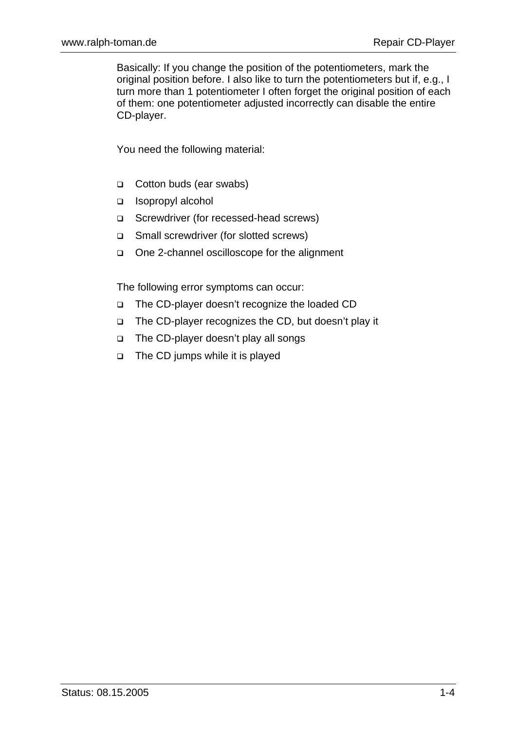Basically: If you change the position of the potentiometers, mark the original position before. I also like to turn the potentiometers but if, e.g., I turn more than 1 potentiometer I often forget the original position of each of them: one potentiometer adjusted incorrectly can disable the entire CD-player.

You need the following material:

- Cotton buds (ear swabs)
- Isopropyl alcohol
- Screwdriver (for recessed-head screws)
- Small screwdriver (for slotted screws)
- One 2-channel oscilloscope for the alignment

The following error symptoms can occur:

- The CD-player doesn't recognize the loaded CD
- The CD-player recognizes the CD, but doesn't play it
- The CD-player doesn't play all songs
- The CD jumps while it is played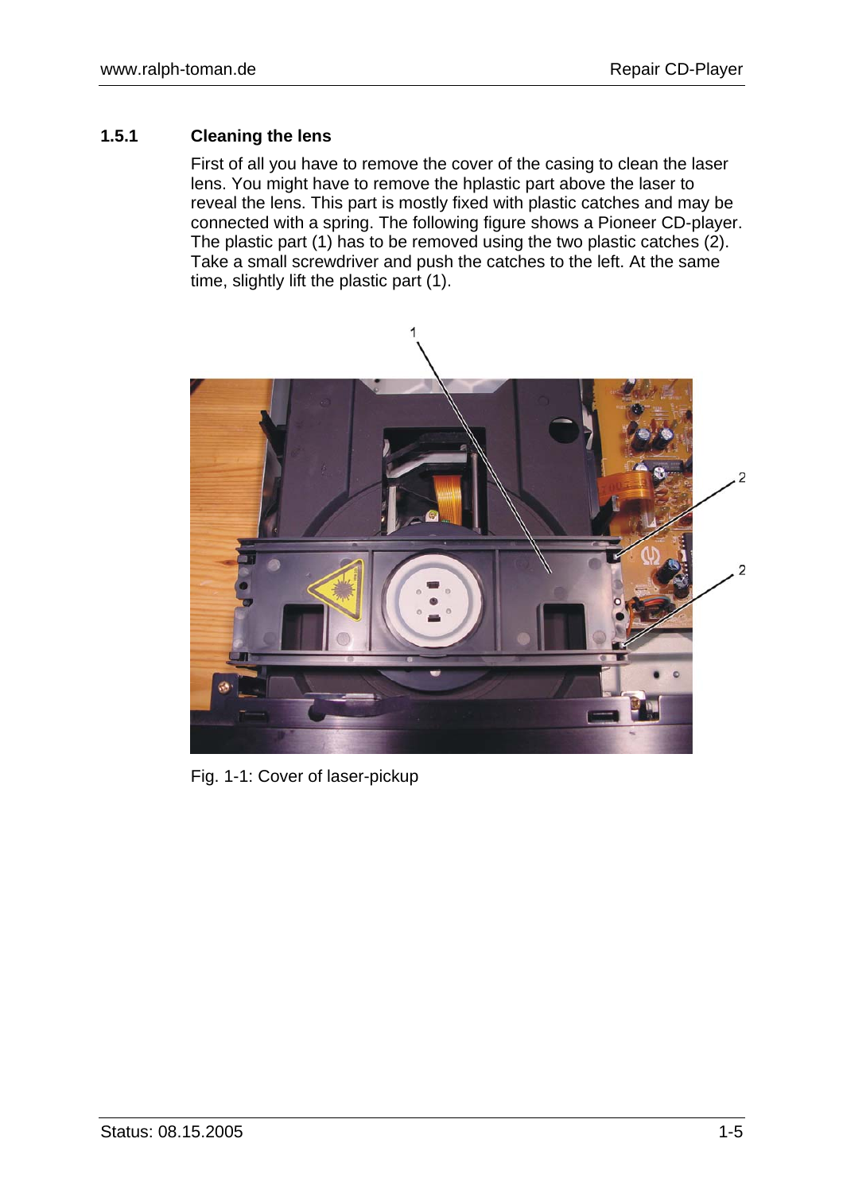### 1.5.1 Cleaning the lens

First of all you have to remove the cover of the casing to clean the laser lens. You might have to remove the hplastic part above the laser to reveal the lens. This part is mostly fixed with plastic catches and may be connected with a spring. The following figure shows a Pioneer CD-player. The plastic part (1) has to be removed using the two plastic catches (2). Take a small screwdriver and push the catches to the left. At the same time, slightly lift the plastic part (1).

Fig. 1-1: Cover of laser-pickup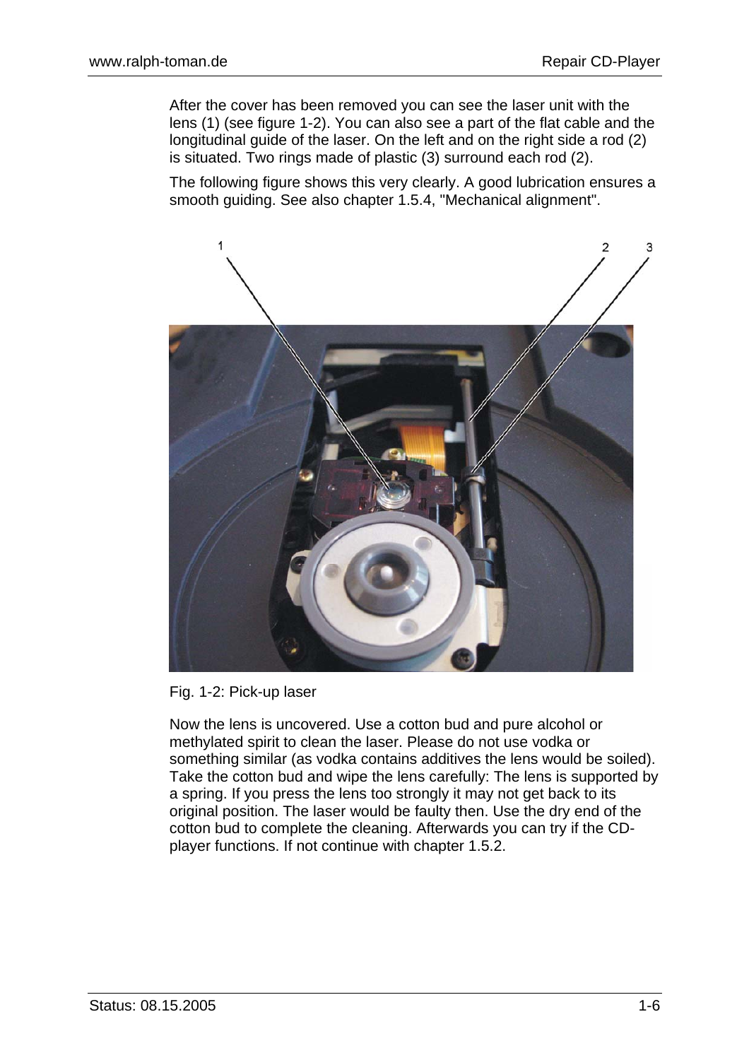After the cover has been removed you can see the laser unit with the lens (1) (see figure 1-2). You can also see a part of the flat cable and the longitudinal guide of the laser. On the left and on the right side a rod (2) is situated. Two rings made of plastic (3) surround each rod (2).

The following figure shows this very clearly. A good lubrication ensures a smooth guiding. See also chapter 1.5.4, "Mechanical alignment".

Fig. 1-2: Pick-up laser

Now the lens is uncovered. Use a cotton bud and pure alcohol or methylated spirit to clean the laser. Please do not use vodka or something similar (as vodka contains additives the lens would be soiled). Take the cotton bud and wipe the lens carefully: The lens is supported by a spring. If you press the lens too strongly it may not get back to its original position. The laser would be faulty then. Use the dry end of the cotton bud to complete the cleaning. Afterwards you can try if the CD-player functions. If not continue with chapter 1.5.2.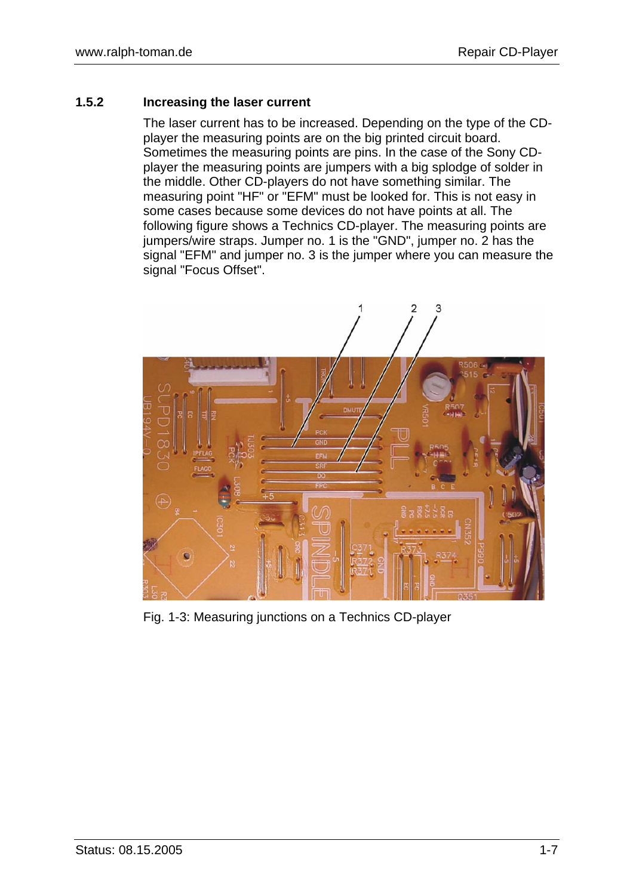### 1.5.2 Increasing the laser current

The laser current has to be increased. Depending on the type of the CD-player the measuring points are on the big printed circuit board. Sometimes the measuring points are pins. In the case of the Sony CD-player the measuring points are jumpers with a big splodge of solder in the middle. Other CD-players do not have something similar. The measuring point "HF" or "EFM" must be looked for. This is not easy in some cases because some devices do not have points at all. The following figure shows a Technics CD-player. The measuring points are jumpers/wire straps. Jumper no. 1 is the "GND", jumper no. 2 has the signal "EFM" and jumper no. 3 is the jumper where you can measure the signal "Focus Offset".

Fig. 1-3: Measuring junctions on a Technics CD-player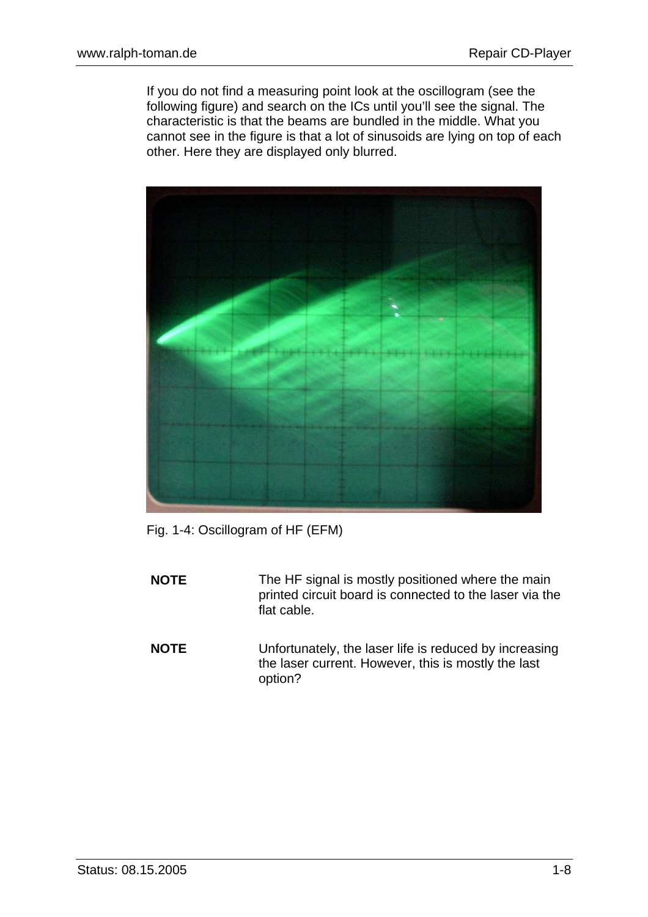If you do not find a measuring point look at the oscillogram (see the following figure) and search on the ICs until you'll see the signal. The characteristic is that the beams are bundled in the middle. What you cannot see in the figure is that a lot of sinusoids are lying on top of each other. Here they are displayed only blurred.

Fig. 1-4: Oscillogram of HF (EFM)

| | |
|---|---|
| **NOTE** | The HF signal is mostly positioned where the main printed circuit board is connected to the laser via the flat cable. |
| **NOTE** | Unfortunately, the laser life is reduced by increasing the laser current. However, this is mostly the last option? |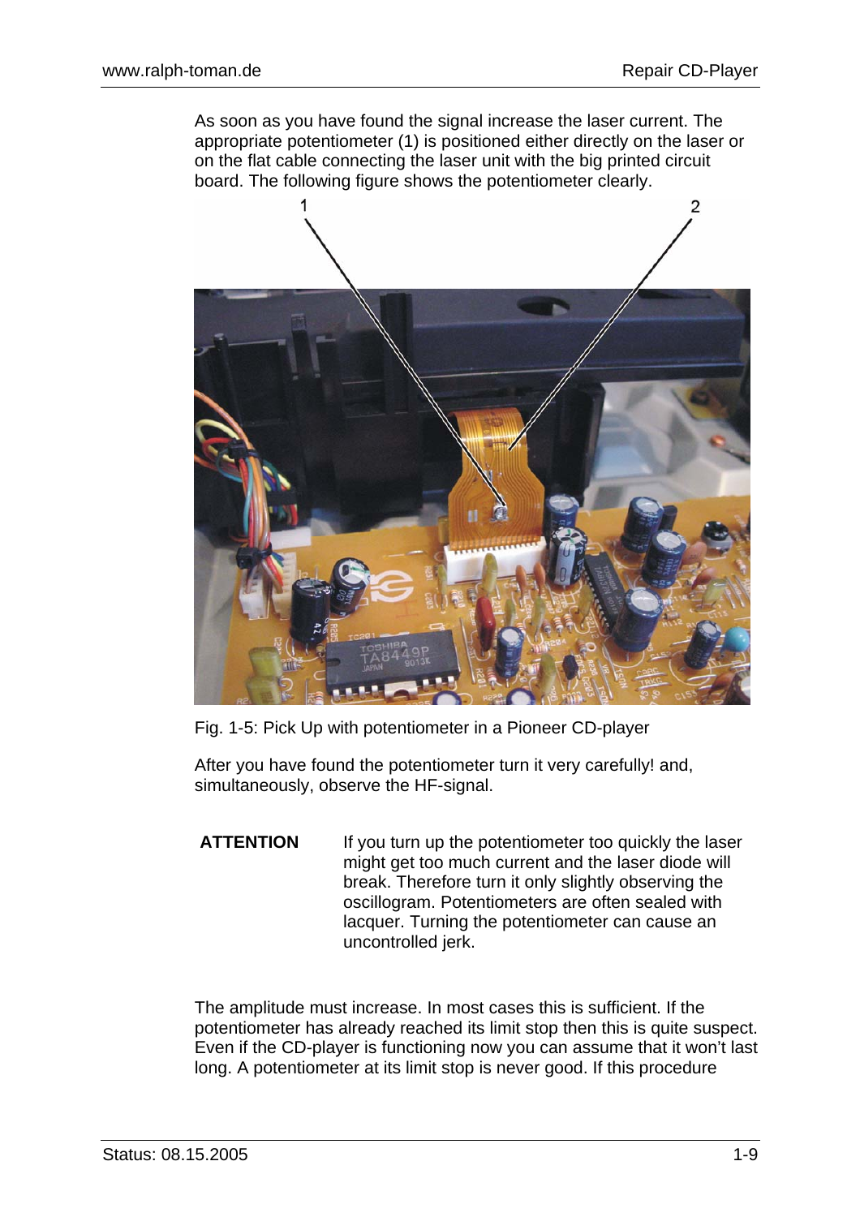As soon as you have found the signal increase the laser current. The appropriate potentiometer (1) is positioned either directly on the laser or on the flat cable connecting the laser unit with the big printed circuit board. The following figure shows the potentiometer clearly.

Fig. 1-5: Pick Up with potentiometer in a Pioneer CD-player

After you have found the potentiometer turn it very carefully! and, simultaneously, observe the HF-signal.

**ATTENTION** If you turn up the potentiometer too quickly the laser might get too much current and the laser diode will break. Therefore turn it only slightly observing the oscillogram. Potentiometers are often sealed with lacquer. Turning the potentiometer can cause an uncontrolled jerk.

The amplitude must increase. In most cases this is sufficient. If the potentiometer has already reached its limit stop then this is quite suspect. Even if the CD-player is functioning now you can assume that it won't last long. A potentiometer at its limit stop is never good. If this procedure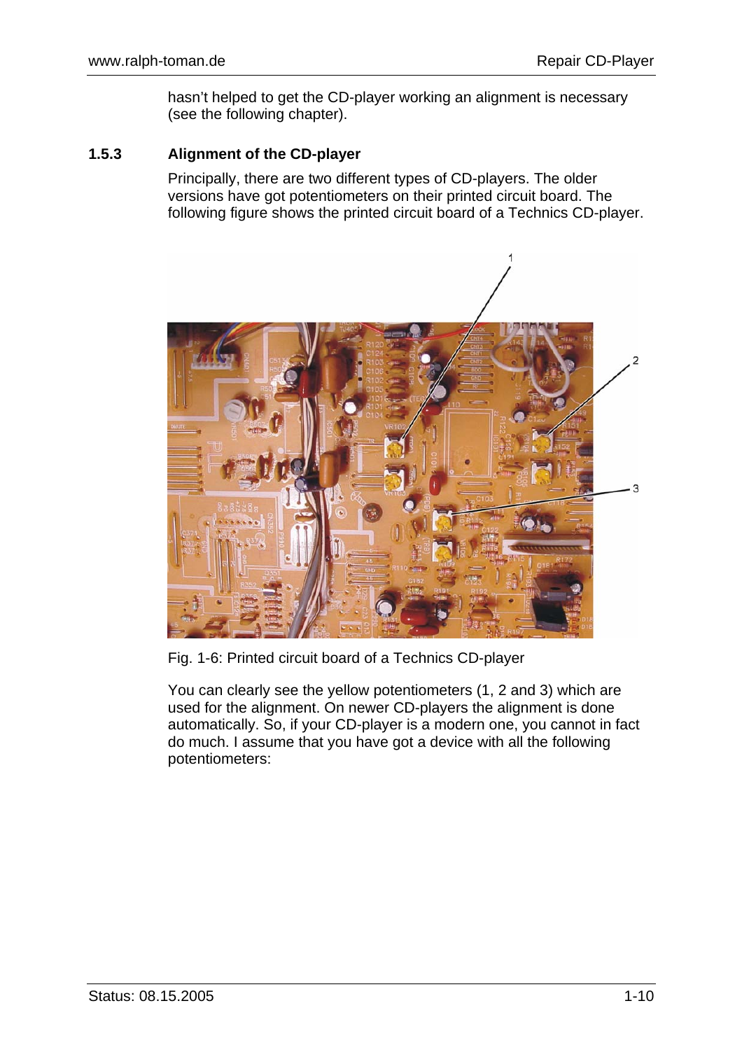hasn't helped to get the CD-player working an alignment is necessary (see the following chapter).

### 1.5.3 Alignment of the CD-player

Principally, there are two different types of CD-players. The older versions have got potentiometers on their printed circuit board. The following figure shows the printed circuit board of a Technics CD-player.

Fig. 1-6: Printed circuit board of a Technics CD-player

You can clearly see the yellow potentiometers (1, 2 and 3) which are used for the alignment. On newer CD-players the alignment is done automatically. So, if your CD-player is a modern one, you cannot in fact do much. I assume that you have got a device with all the following potentiometers: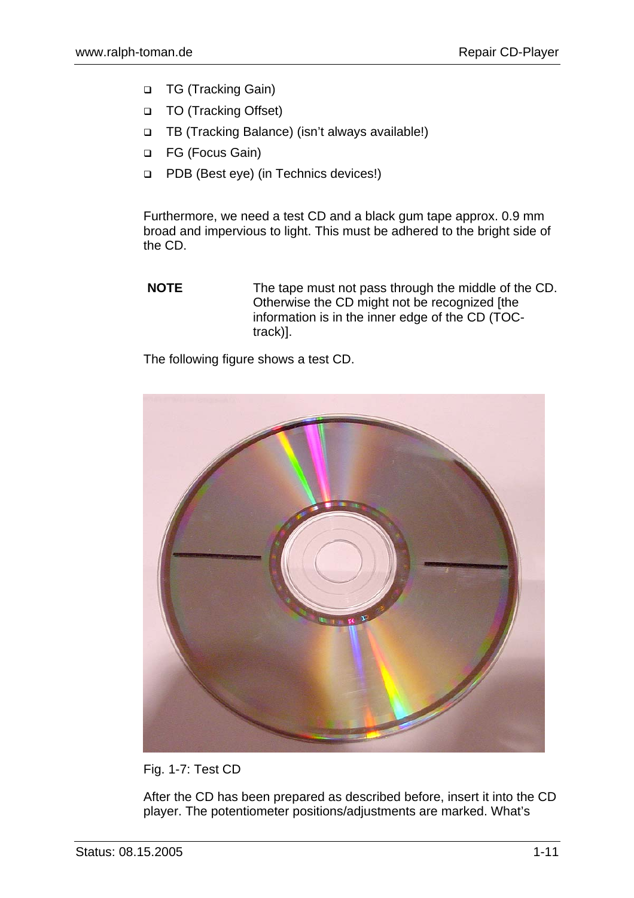- TG (Tracking Gain)
- TO (Tracking Offset)
- TB (Tracking Balance) (isn't always available!)
- FG (Focus Gain)
- PDB (Best eye) (in Technics devices!)

Furthermore, we need a test CD and a black gum tape approx. 0.9 mm broad and impervious to light. This must be adhered to the bright side of the CD.

| **NOTE** | The tape must not pass through the middle of the CD. Otherwise the CD might not be recognized [the information is in the inner edge of the CD (TOC-track)]. |
|---|---|

The following figure shows a test CD.

Fig. 1-7: Test CD

After the CD has been prepared as described before, insert it into the CD player. The potentiometer positions/adjustments are marked. What's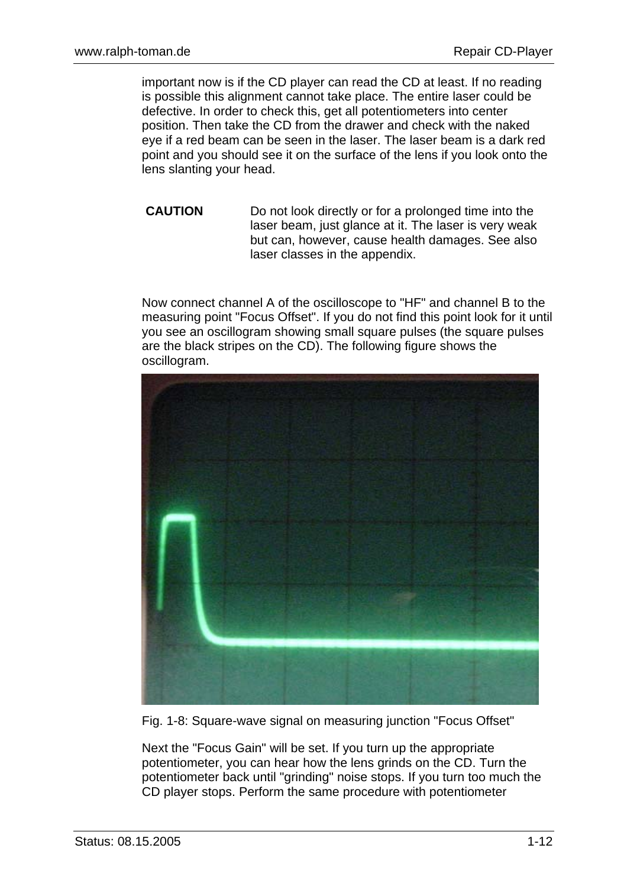important now is if the CD player can read the CD at least. If no reading is possible this alignment cannot take place. The entire laser could be defective. In order to check this, get all potentiometers into center position. Then take the CD from the drawer and check with the naked eye if a red beam can be seen in the laser. The laser beam is a dark red point and you should see it on the surface of the lens if you look onto the lens slanting your head.

**CAUTION** Do not look directly or for a prolonged time into the laser beam, just glance at it. The laser is very weak but can, however, cause health damages. See also laser classes in the appendix.

Now connect channel A of the oscilloscope to "HF" and channel B to the measuring point "Focus Offset". If you do not find this point look for it until you see an oscillogram showing small square pulses (the square pulses are the black stripes on the CD). The following figure shows the oscillogram.

Fig. 1-8: Square-wave signal on measuring junction "Focus Offset"

Next the "Focus Gain" will be set. If you turn up the appropriate potentiometer, you can hear how the lens grinds on the CD. Turn the potentiometer back until "grinding" noise stops. If you turn too much the CD player stops. Perform the same procedure with potentiometer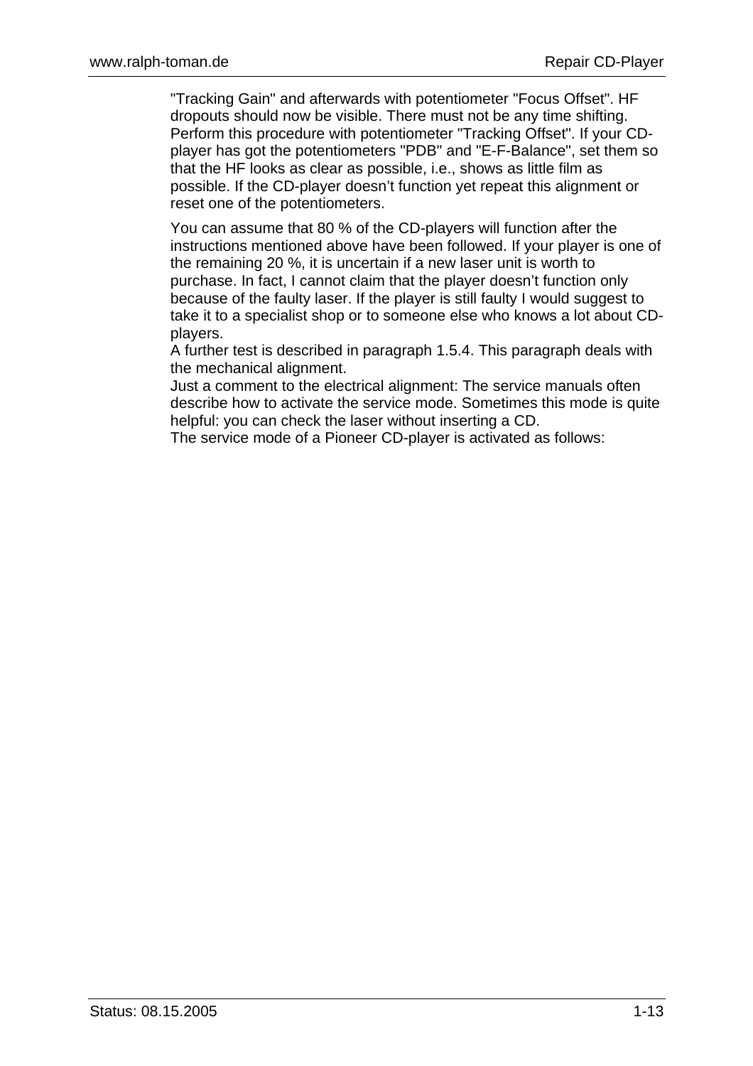"Tracking Gain" and afterwards with potentiometer "Focus Offset". HF dropouts should now be visible. There must not be any time shifting. Perform this procedure with potentiometer "Tracking Offset". If your CD-player has got the potentiometers "PDB" and "E-F-Balance", set them so that the HF looks as clear as possible, i.e., shows as little film as possible. If the CD-player doesn't function yet repeat this alignment or reset one of the potentiometers.

You can assume that 80 % of the CD-players will function after the instructions mentioned above have been followed. If your player is one of the remaining 20 %, it is uncertain if a new laser unit is worth to purchase. In fact, I cannot claim that the player doesn't function only because of the faulty laser. If the player is still faulty I would suggest to take it to a specialist shop or to someone else who knows a lot about CD-players.
A further test is described in paragraph 1.5.4. This paragraph deals with the mechanical alignment.
Just a comment to the electrical alignment: The service manuals often describe how to activate the service mode. Sometimes this mode is quite helpful: you can check the laser without inserting a CD.
The service mode of a Pioneer CD-player is activated as follows: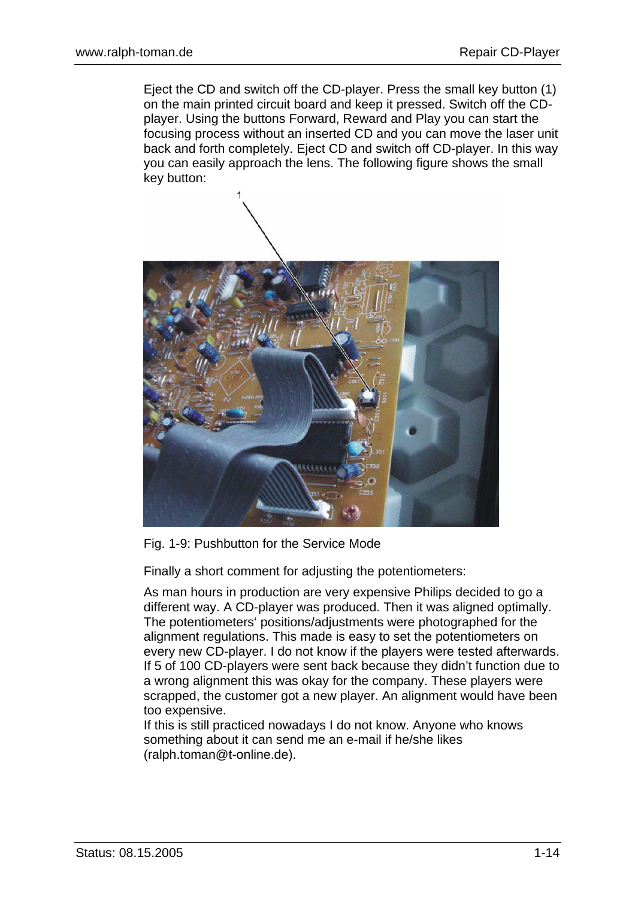Eject the CD and switch off the CD-player. Press the small key button (1) on the main printed circuit board and keep it pressed. Switch off the CD-player. Using the buttons Forward, Reward and Play you can start the focusing process without an inserted CD and you can move the laser unit back and forth completely. Eject CD and switch off CD-player. In this way you can easily approach the lens. The following figure shows the small key button:

Fig. 1-9: Pushbutton for the Service Mode

Finally a short comment for adjusting the potentiometers:

As man hours in production are very expensive Philips decided to go a different way. A CD-player was produced. Then it was aligned optimally. The potentiometers‘ positions/adjustments were photographed for the alignment regulations. This made is easy to set the potentiometers on every new CD-player. I do not know if the players were tested afterwards. If 5 of 100 CD-players were sent back because they didn’t function due to a wrong alignment this was okay for the company. These players were scrapped, the customer got a new player. An alignment would have been too expensive.
If this is still practiced nowadays I do not know. Anyone who knows something about it can send me an e-mail if he/she likes (ralph.toman@t-online.de).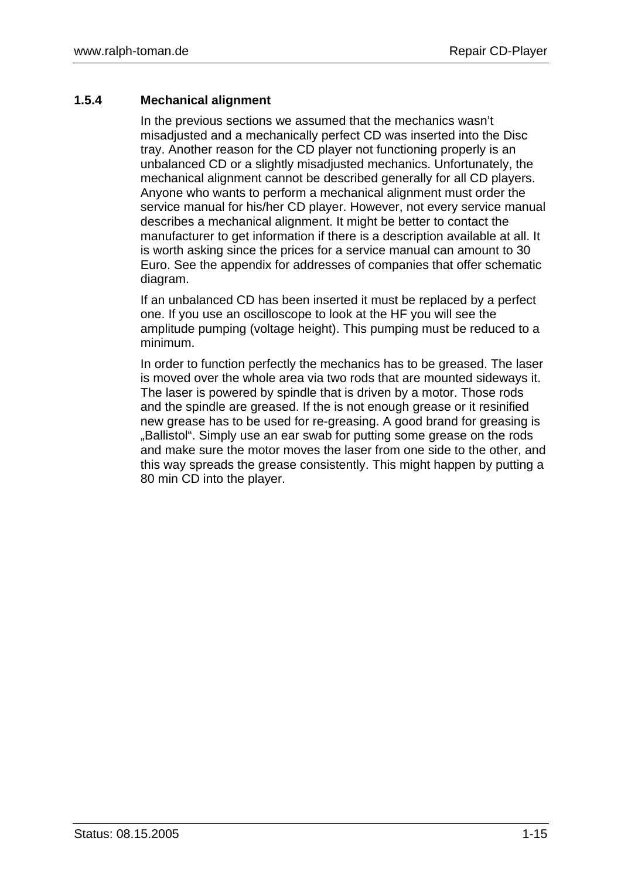### 1.5.4 Mechanical alignment

In the previous sections we assumed that the mechanics wasn't misadjusted and a mechanically perfect CD was inserted into the Disc tray. Another reason for the CD player not functioning properly is an unbalanced CD or a slightly misadjusted mechanics. Unfortunately, the mechanical alignment cannot be described generally for all CD players. Anyone who wants to perform a mechanical alignment must order the service manual for his/her CD player. However, not every service manual describes a mechanical alignment. It might be better to contact the manufacturer to get information if there is a description available at all. It is worth asking since the prices for a service manual can amount to 30 Euro. See the appendix for addresses of companies that offer schematic diagram.

If an unbalanced CD has been inserted it must be replaced by a perfect one. If you use an oscilloscope to look at the HF you will see the amplitude pumping (voltage height). This pumping must be reduced to a minimum.

In order to function perfectly the mechanics has to be greased. The laser is moved over the whole area via two rods that are mounted sideways it. The laser is powered by spindle that is driven by a motor. Those rods and the spindle are greased. If the is not enough grease or it resinified new grease has to be used for re-greasing. A good brand for greasing is „Ballistol". Simply use an ear swab for putting some grease on the rods and make sure the motor moves the laser from one side to the other, and this way spreads the grease consistently. This might happen by putting a 80 min CD into the player.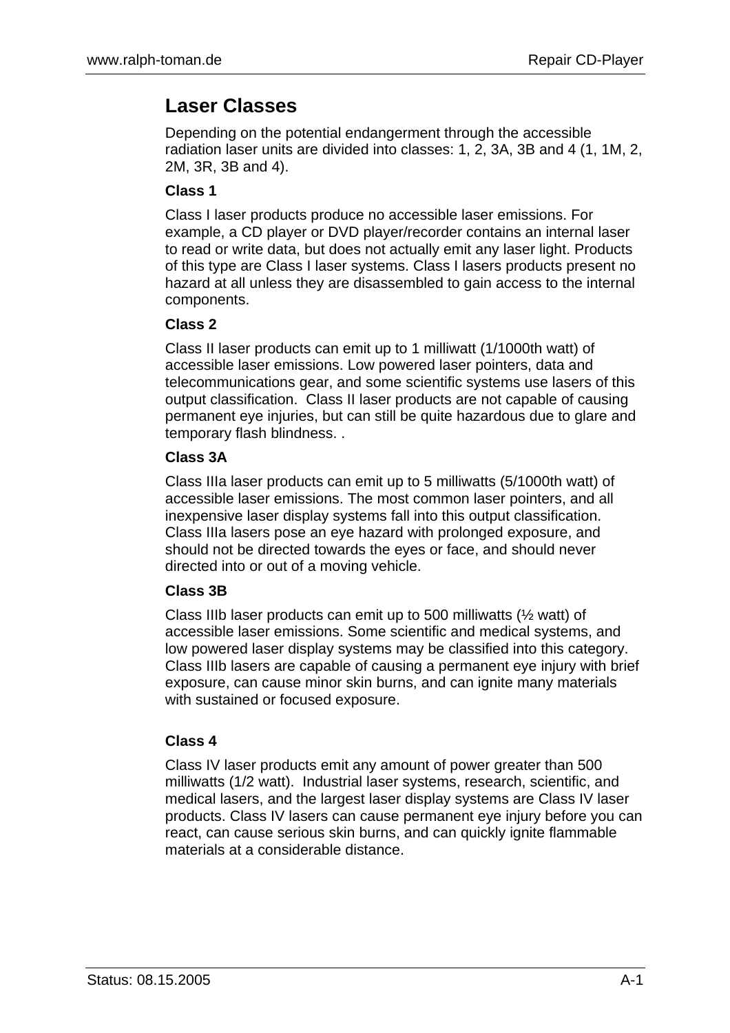## Laser Classes

Depending on the potential endangerment through the accessible radiation laser units are divided into classes: 1, 2, 3A, 3B and 4 (1, 1M, 2, 2M, 3R, 3B and 4).

### Class 1

Class I laser products produce no accessible laser emissions. For example, a CD player or DVD player/recorder contains an internal laser to read or write data, but does not actually emit any laser light. Products of this type are Class I laser systems. Class I lasers products present no hazard at all unless they are disassembled to gain access to the internal components.

### Class 2

Class II laser products can emit up to 1 milliwatt (1/1000th watt) of accessible laser emissions. Low powered laser pointers, data and telecommunications gear, and some scientific systems use lasers of this output classification. Class II laser products are not capable of causing permanent eye injuries, but can still be quite hazardous due to glare and temporary flash blindness. .

### Class 3A

Class IIIa laser products can emit up to 5 milliwatts (5/1000th watt) of accessible laser emissions. The most common laser pointers, and all inexpensive laser display systems fall into this output classification. Class IIIa lasers pose an eye hazard with prolonged exposure, and should not be directed towards the eyes or face, and should never directed into or out of a moving vehicle.

### Class 3B

Class IIIb laser products can emit up to 500 milliwatts (½ watt) of accessible laser emissions. Some scientific and medical systems, and low powered laser display systems may be classified into this category. Class IIIb lasers are capable of causing a permanent eye injury with brief exposure, can cause minor skin burns, and can ignite many materials with sustained or focused exposure.

### Class 4

Class IV laser products emit any amount of power greater than 500 milliwatts (1/2 watt). Industrial laser systems, research, scientific, and medical lasers, and the largest laser display systems are Class IV laser products. Class IV lasers can cause permanent eye injury before you can react, can cause serious skin burns, and can quickly ignite flammable materials at a considerable distance.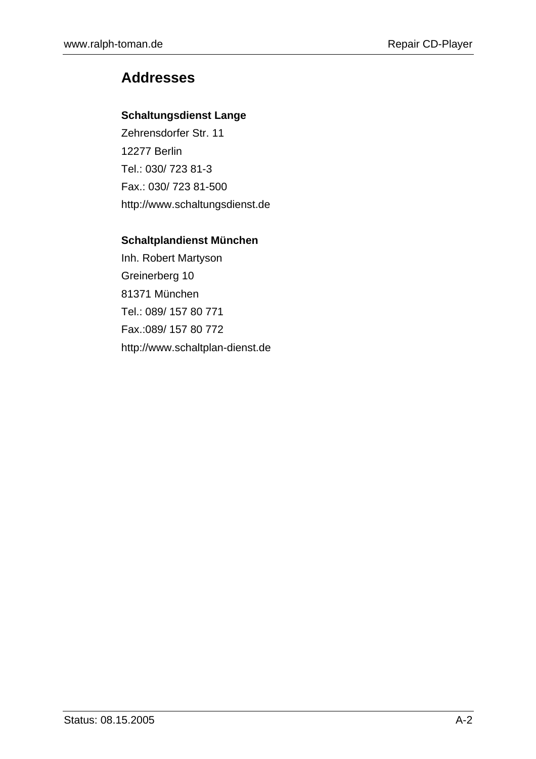## Addresses

**Schaltungsdienst Lange**

Zehrensdorfer Str. 11

12277 Berlin

Tel.: 030/ 723 81-3

Fax.: 030/ 723 81-500

http://www.schaltungsdienst.de

**Schaltplandienst München**

Inh. Robert Martyson

Greinerberg 10

81371 München

Tel.: 089/ 157 80 771

Fax.:089/ 157 80 772

http://www.schaltplan-dienst.de